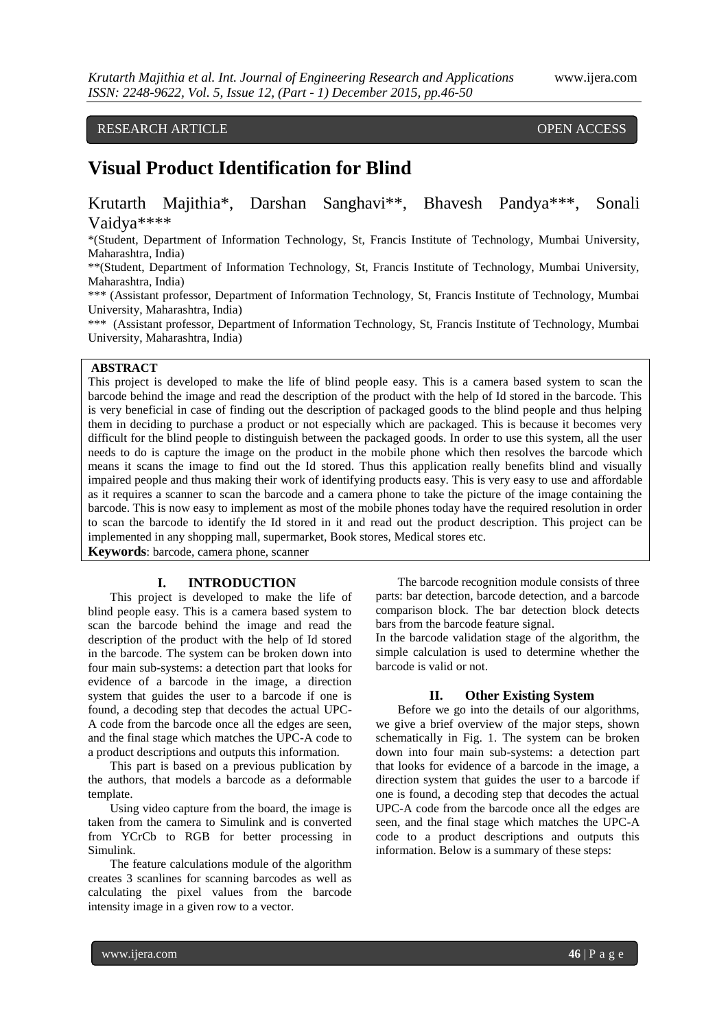RESEARCH ARTICLE OPEN ACCESS

# Visual Product Identification for Blind

Krutarth Majithia*, Darshan Sanghavi**, Bhavesh Pandya***, Sonali Vaidya****

*(Student, Department of Information Technology, St, Francis Institute of Technology, Mumbai University, Maharashtra, India)

**(Student, Department of Information Technology, St, Francis Institute of Technology, Mumbai University, Maharashtra, India)

*** (Assistant professor, Department of Information Technology, St, Francis Institute of Technology, Mumbai University, Maharashtra, India)

*** (Assistant professor, Department of Information Technology, St, Francis Institute of Technology, Mumbai University, Maharashtra, India)

**ABSTRACT**

This project is developed to make the life of blind people easy. This is a camera based system to scan the barcode behind the image and read the description of the product with the help of Id stored in the barcode. This is very beneficial in case of finding out the description of packaged goods to the blind people and thus helping them in deciding to purchase a product or not especially which are packaged. This is because it becomes very difficult for the blind people to distinguish between the packaged goods. In order to use this system, all the user needs to do is capture the image on the product in the mobile phone which then resolves the barcode which means it scans the image to find out the Id stored. Thus this application really benefits blind and visually impaired people and thus making their work of identifying products easy. This is very easy to use and affordable as it requires a scanner to scan the barcode and a camera phone to take the picture of the image containing the barcode. This is now easy to implement as most of the mobile phones today have the required resolution in order to scan the barcode to identify the Id stored in it and read out the product description. This project can be implemented in any shopping mall, supermarket, Book stores, Medical stores etc.

**Keywords**: barcode, camera phone, scanner

## I. INTRODUCTION

This project is developed to make the life of blind people easy. This is a camera based system to scan the barcode behind the image and read the description of the product with the help of Id stored in the barcode. The system can be broken down into four main sub-systems: a detection part that looks for evidence of a barcode in the image, a direction system that guides the user to a barcode if one is found, a decoding step that decodes the actual UPC-A code from the barcode once all the edges are seen, and the final stage which matches the UPC-A code to a product descriptions and outputs this information.

This part is based on a previous publication by the authors, that models a barcode as a deformable template.

Using video capture from the board, the image is taken from the camera to Simulink and is converted from YCrCb to RGB for better processing in Simulink.

The feature calculations module of the algorithm creates 3 scanlines for scanning barcodes as well as calculating the pixel values from the barcode intensity image in a given row to a vector.

The barcode recognition module consists of three parts: bar detection, barcode detection, and a barcode comparison block. The bar detection block detects bars from the barcode feature signal.

In the barcode validation stage of the algorithm, the simple calculation is used to determine whether the barcode is valid or not.

## II. Other Existing System

Before we go into the details of our algorithms, we give a brief overview of the major steps, shown schematically in Fig. 1. The system can be broken down into four main sub-systems: a detection part that looks for evidence of a barcode in the image, a direction system that guides the user to a barcode if one is found, a decoding step that decodes the actual UPC-A code from the barcode once all the edges are seen, and the final stage which matches the UPC-A code to a product descriptions and outputs this information. Below is a summary of these steps: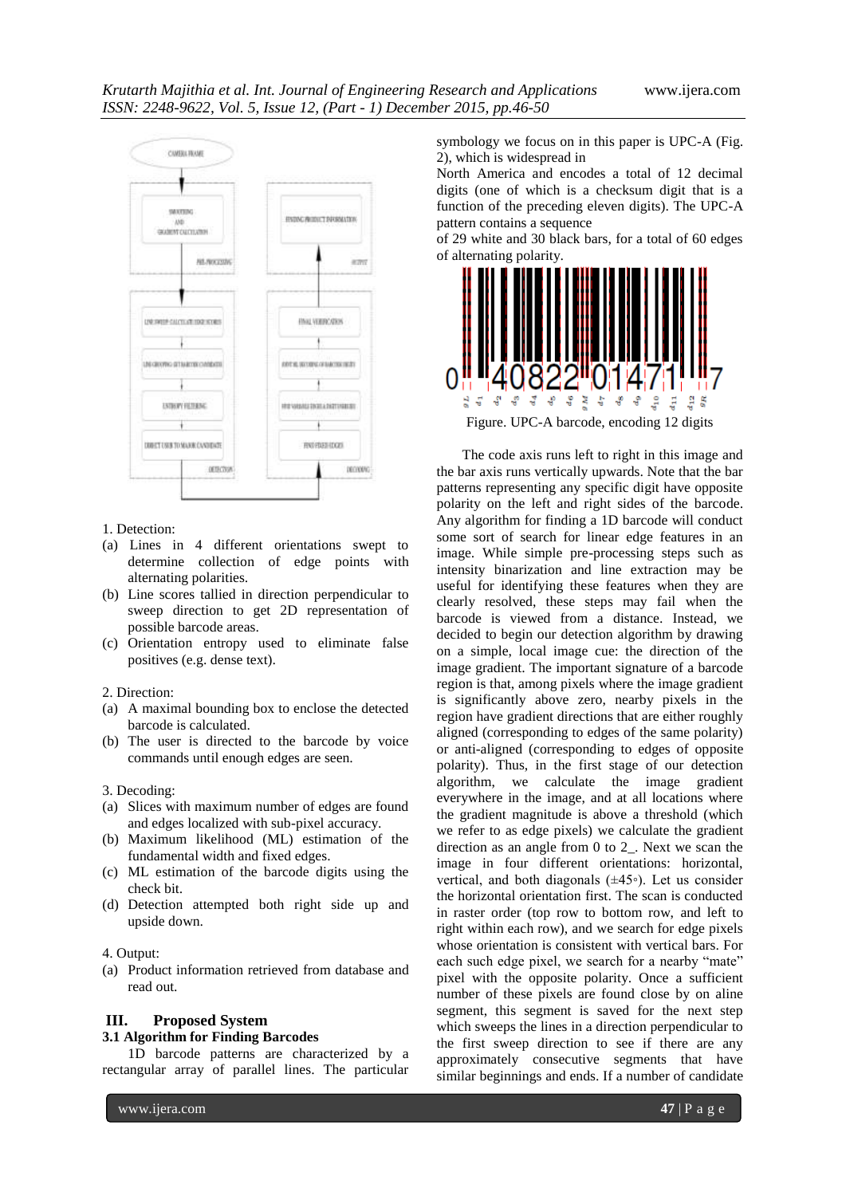1. Detection:

(a) Lines in 4 different orientations swept to determine collection of edge points with alternating polarities.

(b) Line scores tallied in direction perpendicular to sweep direction to get 2D representation of possible barcode areas.

(c) Orientation entropy used to eliminate false positives (e.g. dense text).

2. Direction:

(a) A maximal bounding box to enclose the detected barcode is calculated.

(b) The user is directed to the barcode by voice commands until enough edges are seen.

3. Decoding:

(a) Slices with maximum number of edges are found and edges localized with sub-pixel accuracy.

(b) Maximum likelihood (ML) estimation of the fundamental width and fixed edges.

(c) ML estimation of the barcode digits using the check bit.

(d) Detection attempted both right side up and upside down.

4. Output:

(a) Product information retrieved from database and read out.

## III. Proposed System

### 3.1 Algorithm for Finding Barcodes

1D barcode patterns are characterized by a rectangular array of parallel lines. The particular symbology we focus on in this paper is UPC-A (Fig. 2), which is widespread in North America and encodes a total of 12 decimal digits (one of which is a checksum digit that is a function of the preceding eleven digits). The UPC-A pattern contains a sequence of 29 white and 30 black bars, for a total of 60 edges of alternating polarity.

Figure. UPC-A barcode, encoding 12 digits

The code axis runs left to right in this image and the bar axis runs vertically upwards. Note that the bar patterns representing any specific digit have opposite polarity on the left and right sides of the barcode. Any algorithm for finding a 1D barcode will conduct some sort of search for linear edge features in an image. While simple pre-processing steps such as intensity binarization and line extraction may be useful for identifying these features when they are clearly resolved, these steps may fail when the barcode is viewed from a distance. Instead, we decided to begin our detection algorithm by drawing on a simple, local image cue: the direction of the image gradient. The important signature of a barcode region is that, among pixels where the image gradient is significantly above zero, nearby pixels in the region have gradient directions that are either roughly aligned (corresponding to edges of the same polarity) or anti-aligned (corresponding to edges of opposite polarity). Thus, in the first stage of our detection algorithm, we calculate the image gradient everywhere in the image, and at all locations where the gradient magnitude is above a threshold (which we refer to as edge pixels) we calculate the gradient direction as an angle from 0 to 2_. Next we scan the image in four different orientations: horizontal, vertical, and both diagonals (±45◦). Let us consider the horizontal orientation first. The scan is conducted in raster order (top row to bottom row, and left to right within each row), and we search for edge pixels whose orientation is consistent with vertical bars. For each such edge pixel, we search for a nearby "mate" pixel with the opposite polarity. Once a sufficient number of these pixels are found close by on aline segment, this segment is saved for the next step which sweeps the lines in a direction perpendicular to the first sweep direction to see if there are any approximately consecutive segments that have similar beginnings and ends. If a number of candidate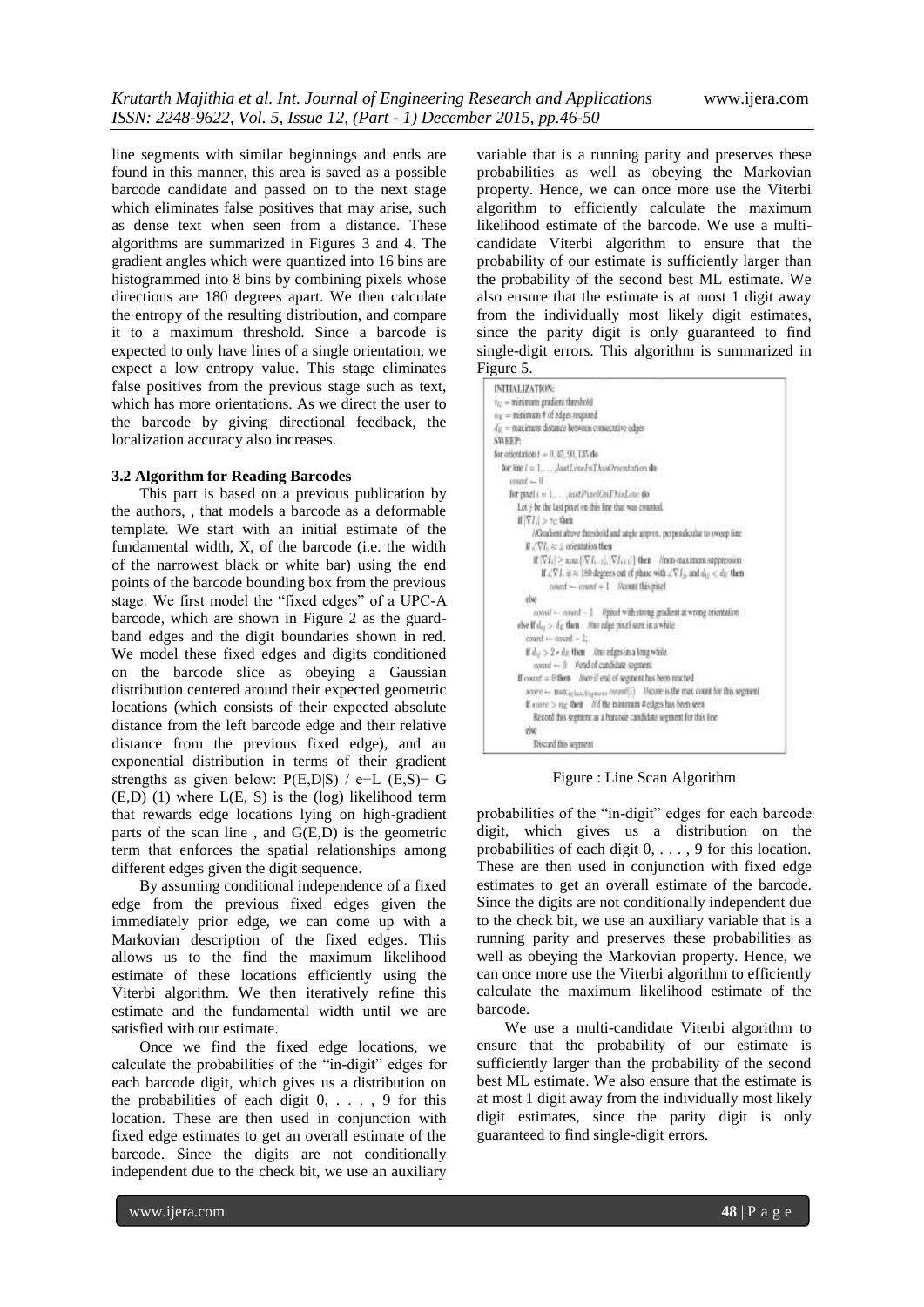line segments with similar beginnings and ends are found in this manner, this area is saved as a possible barcode candidate and passed on to the next stage which eliminates false positives that may arise, such as dense text when seen from a distance. These algorithms are summarized in Figures 3 and 4. The gradient angles which were quantized into 16 bins are histogrammed into 8 bins by combining pixels whose directions are 180 degrees apart. We then calculate the entropy of the resulting distribution, and compare it to a maximum threshold. Since a barcode is expected to only have lines of a single orientation, we expect a low entropy value. This stage eliminates false positives from the previous stage such as text, which has more orientations. As we direct the user to the barcode by giving directional feedback, the localization accuracy also increases.

### 3.2 Algorithm for Reading Barcodes

This part is based on a previous publication by the authors, , that models a barcode as a deformable template. We start with an initial estimate of the fundamental width, X, of the barcode (i.e. the width of the narrowest black or white bar) using the end points of the barcode bounding box from the previous stage. We first model the "fixed edges" of a UPC-A barcode, which are shown in Figure 2 as the guard-band edges and the digit boundaries shown in red. We model these fixed edges and digits conditioned on the barcode slice as obeying a Gaussian distribution centered around their expected geometric locations (which consists of their expected absolute distance from the left barcode edge and their relative distance from the previous fixed edge), and an exponential distribution in terms of their gradient strengths as given below: $P(E,D|S) / e^{-L(E,S)-G(E,D)}$ (1) where $L(E, S)$ is the (log) likelihood term that rewards edge locations lying on high-gradient parts of the scan line , and $G(E,D)$ is the geometric term that enforces the spatial relationships among different edges given the digit sequence.

By assuming conditional independence of a fixed edge from the previous fixed edges given the immediately prior edge, we can come up with a Markovian description of the fixed edges. This allows us to the find the maximum likelihood estimate of these locations efficiently using the Viterbi algorithm. We then iteratively refine this estimate and the fundamental width until we are satisfied with our estimate.

Once we find the fixed edge locations, we calculate the probabilities of the "in-digit" edges for each barcode digit, which gives us a distribution on the probabilities of each digit 0, . . . , 9 for this location. These are then used in conjunction with fixed edge estimates to get an overall estimate of the barcode. Since the digits are not conditionally independent due to the check bit, we use an auxiliary variable that is a running parity and preserves these probabilities as well as obeying the Markovian property. Hence, we can once more use the Viterbi algorithm to efficiently calculate the maximum likelihood estimate of the barcode. We use a multi-candidate Viterbi algorithm to ensure that the probability of our estimate is sufficiently larger than the probability of the second best ML estimate. We also ensure that the estimate is at most 1 digit away from the individually most likely digit estimates, since the parity digit is only guaranteed to find single-digit errors. This algorithm is summarized in Figure 5.

```
INITIALIZATION:
τ_G = minimum gradient threshold
n_E = minimum # of edges required
d_E = maximum distance between consecutive edges
SWEEP:
for orientation t = 0, 45, 90, 135 do
  for line l = 1, ..., lastLineInThisOrientation do
    count ← 0
    for pixel i = 1, ..., lastPixelOnThisLine do
      Let j be the last pixel on this line that was counted.
      if |∇I_i| > τ_G then
        //Gradient above threshold and angle approx. perpendicular to sweep line
        if ∠∇I_i ≈ ⊥ orientation then
          if |∇I_i| ≥ max{|∇I_{i-1}|, |∇I_{i+1}|} then   //non-maximum suppression
            if ∠∇I_i is ≈ 180 degrees out of phase with ∠∇I_j, and d_ij < d_E then
              count ← count + 1   //count this pixel
        else
          count ← count − 1   //pixel with strong gradient at wrong orientation
      else if d_ij > d_E then   //no edge pixel seen in a while
        count ← count − 1;
        if d_ij > 2 * d_E then   //no edges in a long while
          count ← 0   //end of candidate segment
      if count = 0 then   //see if end of segment has been reached
        score ← max_{i∈lastSegment} count(i)   //score is the max count for this segment
        if score > n_E then   //if the minimum # edges has been seen
          Record this segment as a barcode candidate segment for this line
        else
          Discard this segment
```

Figure : Line Scan Algorithm

probabilities of the "in-digit" edges for each barcode digit, which gives us a distribution on the probabilities of each digit 0, . . . , 9 for this location. These are then used in conjunction with fixed edge estimates to get an overall estimate of the barcode. Since the digits are not conditionally independent due to the check bit, we use an auxiliary variable that is a running parity and preserves these probabilities as well as obeying the Markovian property. Hence, we can once more use the Viterbi algorithm to efficiently calculate the maximum likelihood estimate of the barcode.

We use a multi-candidate Viterbi algorithm to ensure that the probability of our estimate is sufficiently larger than the probability of the second best ML estimate. We also ensure that the estimate is at most 1 digit away from the individually most likely digit estimates, since the parity digit is only guaranteed to find single-digit errors.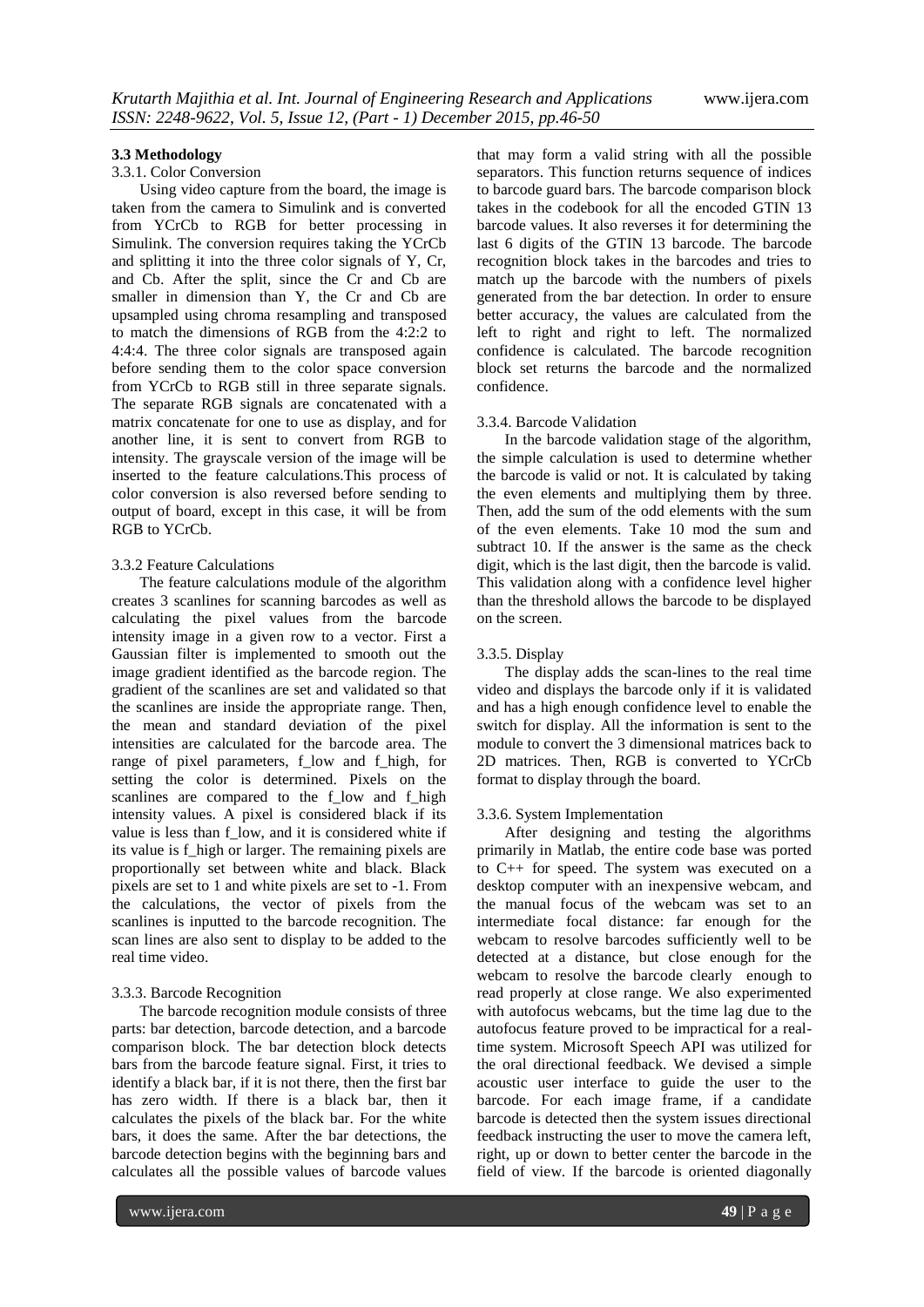### 3.3 Methodology

#### 3.3.1. Color Conversion

Using video capture from the board, the image is taken from the camera to Simulink and is converted from YCrCb to RGB for better processing in Simulink. The conversion requires taking the YCrCb and splitting it into the three color signals of Y, Cr, and Cb. After the split, since the Cr and Cb are smaller in dimension than Y, the Cr and Cb are upsampled using chroma resampling and transposed to match the dimensions of RGB from the 4:2:2 to 4:4:4. The three color signals are transposed again before sending them to the color space conversion from YCrCb to RGB still in three separate signals. The separate RGB signals are concatenated with a matrix concatenate for one to use as display, and for another line, it is sent to convert from RGB to intensity. The grayscale version of the image will be inserted to the feature calculations.This process of color conversion is also reversed before sending to output of board, except in this case, it will be from RGB to YCrCb.

#### 3.3.2 Feature Calculations

The feature calculations module of the algorithm creates 3 scanlines for scanning barcodes as well as calculating the pixel values from the barcode intensity image in a given row to a vector. First a Gaussian filter is implemented to smooth out the image gradient identified as the barcode region. The gradient of the scanlines are set and validated so that the scanlines are inside the appropriate range. Then, the mean and standard deviation of the pixel intensities are calculated for the barcode area. The range of pixel parameters, f_low and f_high, for setting the color is determined. Pixels on the scanlines are compared to the f_low and f_high intensity values. A pixel is considered black if its value is less than f_low, and it is considered white if its value is f_high or larger. The remaining pixels are proportionally set between white and black. Black pixels are set to 1 and white pixels are set to -1. From the calculations, the vector of pixels from the scanlines is inputted to the barcode recognition. The scan lines are also sent to display to be added to the real time video.

#### 3.3.3. Barcode Recognition

The barcode recognition module consists of three parts: bar detection, barcode detection, and a barcode comparison block. The bar detection block detects bars from the barcode feature signal. First, it tries to identify a black bar, if it is not there, then the first bar has zero width. If there is a black bar, then it calculates the pixels of the black bar. For the white bars, it does the same. After the bar detections, the barcode detection begins with the beginning bars and calculates all the possible values of barcode values that may form a valid string with all the possible separators. This function returns sequence of indices to barcode guard bars. The barcode comparison block takes in the codebook for all the encoded GTIN 13 barcode values. It also reverses it for determining the last 6 digits of the GTIN 13 barcode. The barcode recognition block takes in the barcodes and tries to match up the barcode with the numbers of pixels generated from the bar detection. In order to ensure better accuracy, the values are calculated from the left to right and right to left. The normalized confidence is calculated. The barcode recognition block set returns the barcode and the normalized confidence.

#### 3.3.4. Barcode Validation

In the barcode validation stage of the algorithm, the simple calculation is used to determine whether the barcode is valid or not. It is calculated by taking the even elements and multiplying them by three. Then, add the sum of the odd elements with the sum of the even elements. Take 10 mod the sum and subtract 10. If the answer is the same as the check digit, which is the last digit, then the barcode is valid. This validation along with a confidence level higher than the threshold allows the barcode to be displayed on the screen.

#### 3.3.5. Display

The display adds the scan-lines to the real time video and displays the barcode only if it is validated and has a high enough confidence level to enable the switch for display. All the information is sent to the module to convert the 3 dimensional matrices back to 2D matrices. Then, RGB is converted to YCrCb format to display through the board.

#### 3.3.6. System Implementation

After designing and testing the algorithms primarily in Matlab, the entire code base was ported to C++ for speed. The system was executed on a desktop computer with an inexpensive webcam, and the manual focus of the webcam was set to an intermediate focal distance: far enough for the webcam to resolve barcodes sufficiently well to be detected at a distance, but close enough for the webcam to resolve the barcode clearly enough to read properly at close range. We also experimented with autofocus webcams, but the time lag due to the autofocus feature proved to be impractical for a real-time system. Microsoft Speech API was utilized for the oral directional feedback. We devised a simple acoustic user interface to guide the user to the barcode. For each image frame, if a candidate barcode is detected then the system issues directional feedback instructing the user to move the camera left, right, up or down to better center the barcode in the field of view. If the barcode is oriented diagonally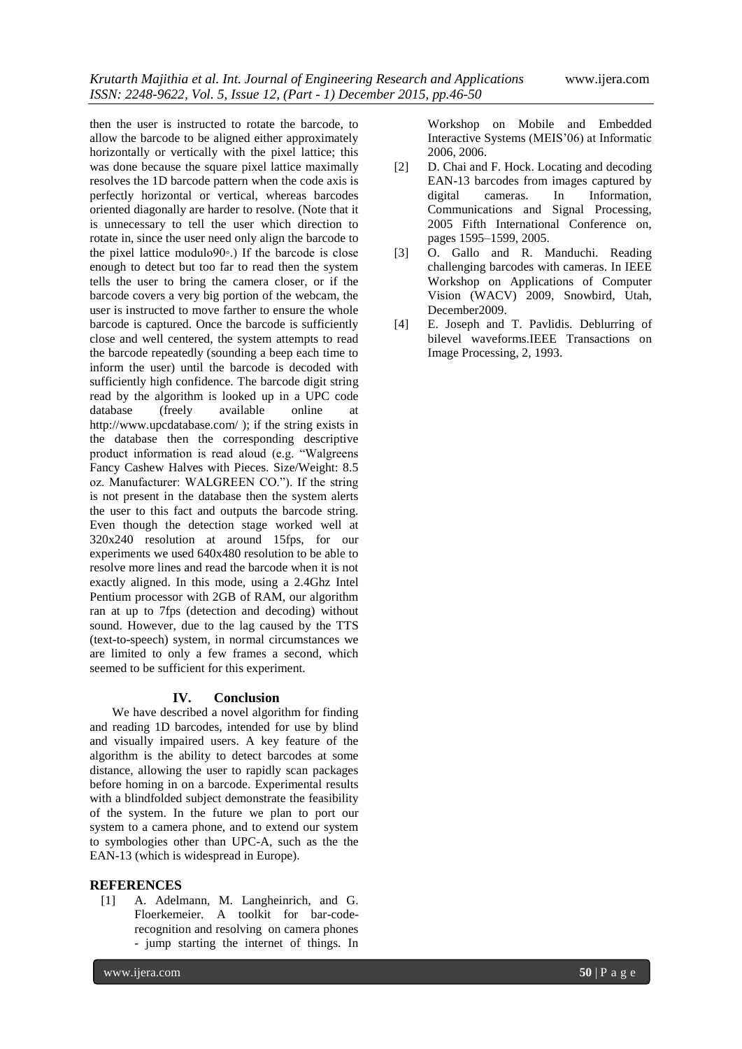then the user is instructed to rotate the barcode, to allow the barcode to be aligned either approximately horizontally or vertically with the pixel lattice; this was done because the square pixel lattice maximally resolves the 1D barcode pattern when the code axis is perfectly horizontal or vertical, whereas barcodes oriented diagonally are harder to resolve. (Note that it is unnecessary to tell the user which direction to rotate in, since the user need only align the barcode to the pixel lattice modulo90◦.) If the barcode is close enough to detect but too far to read then the system tells the user to bring the camera closer, or if the barcode covers a very big portion of the webcam, the user is instructed to move farther to ensure the whole barcode is captured. Once the barcode is sufficiently close and well centered, the system attempts to read the barcode repeatedly (sounding a beep each time to inform the user) until the barcode is decoded with sufficiently high confidence. The barcode digit string read by the algorithm is looked up in a UPC code database (freely available online at http://www.upcdatabase.com/ ); if the string exists in the database then the corresponding descriptive product information is read aloud (e.g. "Walgreens Fancy Cashew Halves with Pieces. Size/Weight: 8.5 oz. Manufacturer: WALGREEN CO."). If the string is not present in the database then the system alerts the user to this fact and outputs the barcode string. Even though the detection stage worked well at 320x240 resolution at around 15fps, for our experiments we used 640x480 resolution to be able to resolve more lines and read the barcode when it is not exactly aligned. In this mode, using a 2.4Ghz Intel Pentium processor with 2GB of RAM, our algorithm ran at up to 7fps (detection and decoding) without sound. However, due to the lag caused by the TTS (text-to-speech) system, in normal circumstances we are limited to only a few frames a second, which seemed to be sufficient for this experiment.

## IV. Conclusion

We have described a novel algorithm for finding and reading 1D barcodes, intended for use by blind and visually impaired users. A key feature of the algorithm is the ability to detect barcodes at some distance, allowing the user to rapidly scan packages before homing in on a barcode. Experimental results with a blindfolded subject demonstrate the feasibility of the system. In the future we plan to port our system to a camera phone, and to extend our system to symbologies other than UPC-A, such as the the EAN-13 (which is widespread in Europe).

## REFERENCES

[1] A. Adelmann, M. Langheinrich, and G. Floerkemeier. A toolkit for bar-code-recognition and resolving on camera phones - jump starting the internet of things. In Workshop on Mobile and Embedded Interactive Systems (MEIS'06) at Informatic 2006, 2006.

[2] D. Chai and F. Hock. Locating and decoding EAN-13 barcodes from images captured by digital cameras. In Information, Communications and Signal Processing, 2005 Fifth International Conference on, pages 1595–1599, 2005.

[3] O. Gallo and R. Manduchi. Reading challenging barcodes with cameras. In IEEE Workshop on Applications of Computer Vision (WACV) 2009, Snowbird, Utah, December2009.

[4] E. Joseph and T. Pavlidis. Deblurring of bilevel waveforms.IEEE Transactions on Image Processing, 2, 1993.